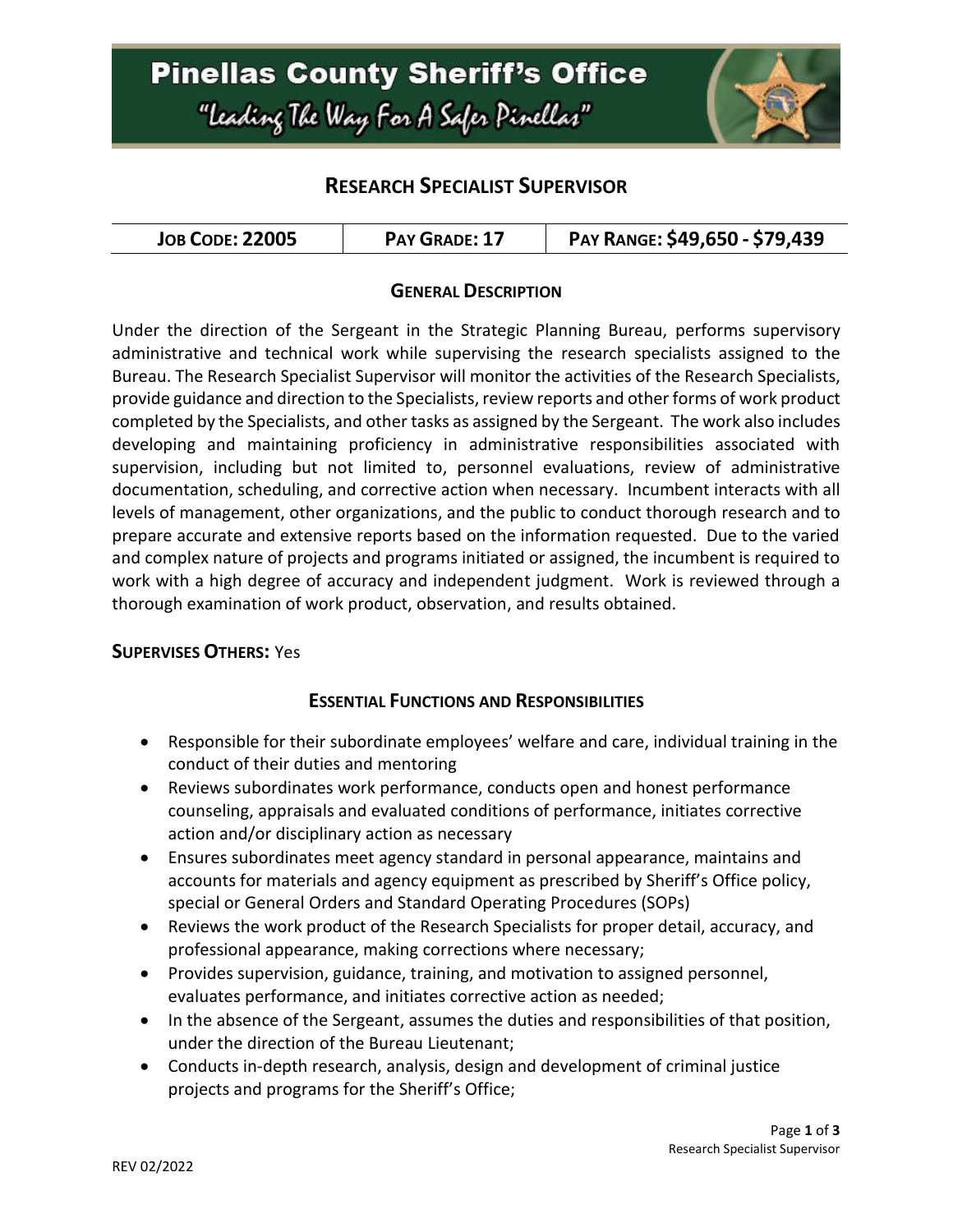# Pinellas County Sheriff's Office

*"Leading The Way For A Safer Pinellas"*

## RESEARCH SPECIALIST SUPERVISOR

| JOB CODE: 22005 | PAY GRADE: 17 | PAY RANGE: $49,650 - $79,439 |
|---|---|---|

### GENERAL DESCRIPTION

Under the direction of the Sergeant in the Strategic Planning Bureau, performs supervisory administrative and technical work while supervising the research specialists assigned to the Bureau. The Research Specialist Supervisor will monitor the activities of the Research Specialists, provide guidance and direction to the Specialists, review reports and other forms of work product completed by the Specialists, and other tasks as assigned by the Sergeant. The work also includes developing and maintaining proficiency in administrative responsibilities associated with supervision, including but not limited to, personnel evaluations, review of administrative documentation, scheduling, and corrective action when necessary. Incumbent interacts with all levels of management, other organizations, and the public to conduct thorough research and to prepare accurate and extensive reports based on the information requested. Due to the varied and complex nature of projects and programs initiated or assigned, the incumbent is required to work with a high degree of accuracy and independent judgment. Work is reviewed through a thorough examination of work product, observation, and results obtained.

**SUPERVISES OTHERS:** Yes

### ESSENTIAL FUNCTIONS AND RESPONSIBILITIES

- Responsible for their subordinate employees' welfare and care, individual training in the conduct of their duties and mentoring
- Reviews subordinates work performance, conducts open and honest performance counseling, appraisals and evaluated conditions of performance, initiates corrective action and/or disciplinary action as necessary
- Ensures subordinates meet agency standard in personal appearance, maintains and accounts for materials and agency equipment as prescribed by Sheriff's Office policy, special or General Orders and Standard Operating Procedures (SOPs)
- Reviews the work product of the Research Specialists for proper detail, accuracy, and professional appearance, making corrections where necessary;
- Provides supervision, guidance, training, and motivation to assigned personnel, evaluates performance, and initiates corrective action as needed;
- In the absence of the Sergeant, assumes the duties and responsibilities of that position, under the direction of the Bureau Lieutenant;
- Conducts in-depth research, analysis, design and development of criminal justice projects and programs for the Sheriff's Office;

REV 02/2022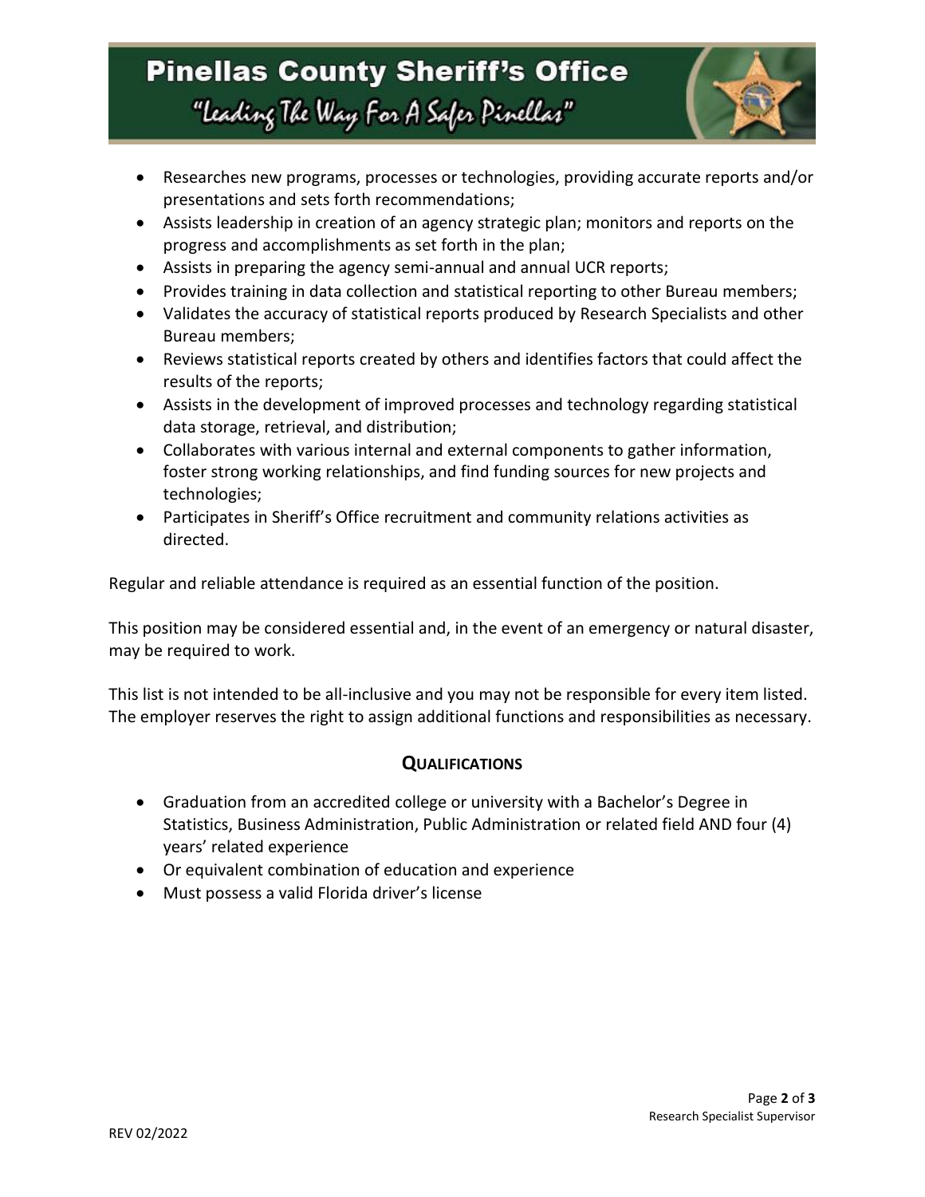- Researches new programs, processes or technologies, providing accurate reports and/or presentations and sets forth recommendations;
- Assists leadership in creation of an agency strategic plan; monitors and reports on the progress and accomplishments as set forth in the plan;
- Assists in preparing the agency semi-annual and annual UCR reports;
- Provides training in data collection and statistical reporting to other Bureau members;
- Validates the accuracy of statistical reports produced by Research Specialists and other Bureau members;
- Reviews statistical reports created by others and identifies factors that could affect the results of the reports;
- Assists in the development of improved processes and technology regarding statistical data storage, retrieval, and distribution;
- Collaborates with various internal and external components to gather information, foster strong working relationships, and find funding sources for new projects and technologies;
- Participates in Sheriff's Office recruitment and community relations activities as directed.

Regular and reliable attendance is required as an essential function of the position.

This position may be considered essential and, in the event of an emergency or natural disaster, may be required to work.

This list is not intended to be all-inclusive and you may not be responsible for every item listed. The employer reserves the right to assign additional functions and responsibilities as necessary.

## QUALIFICATIONS

- Graduation from an accredited college or university with a Bachelor's Degree in Statistics, Business Administration, Public Administration or related field AND four (4) years' related experience
- Or equivalent combination of education and experience
- Must possess a valid Florida driver's license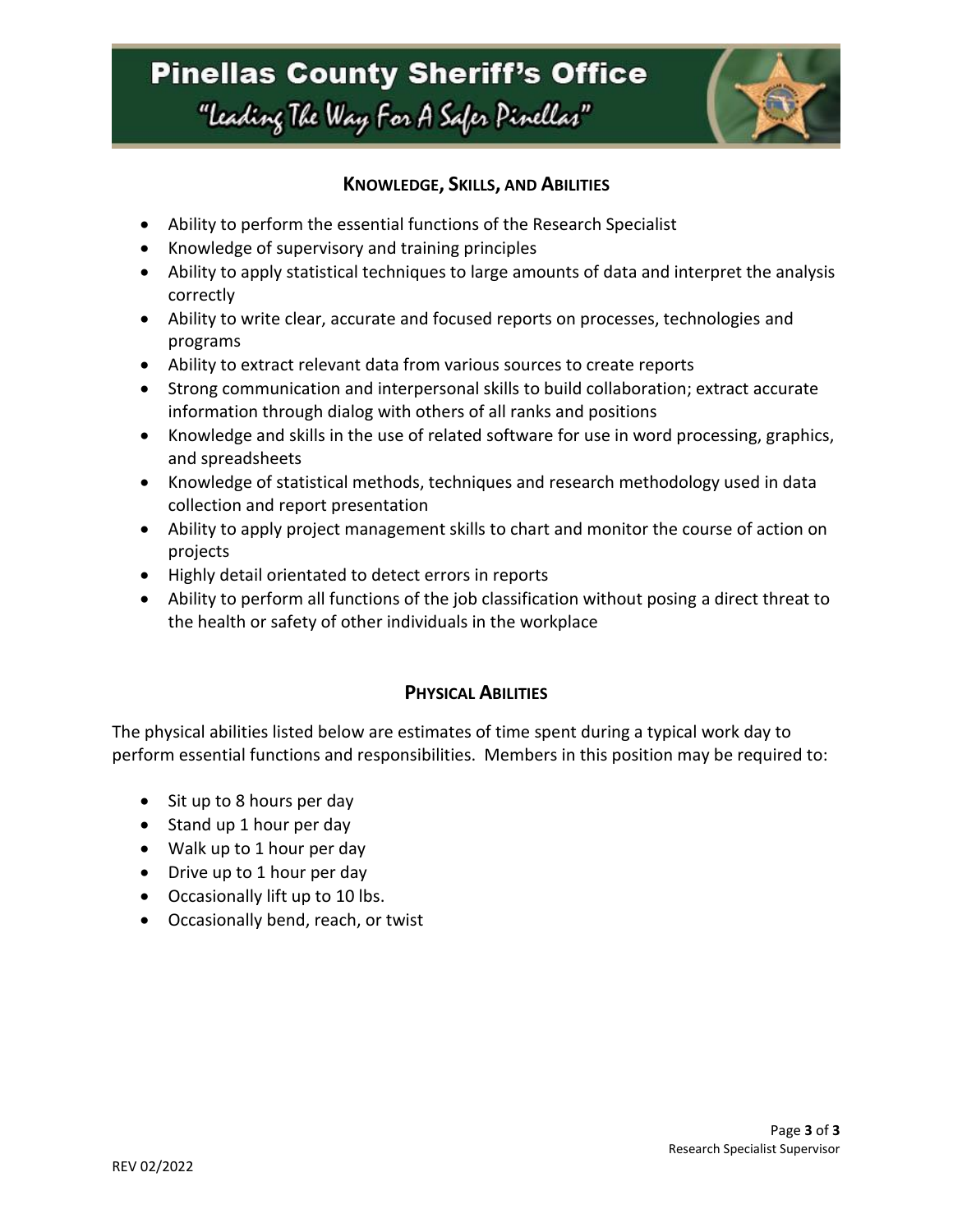## Knowledge, Skills, and Abilities

- Ability to perform the essential functions of the Research Specialist
- Knowledge of supervisory and training principles
- Ability to apply statistical techniques to large amounts of data and interpret the analysis correctly
- Ability to write clear, accurate and focused reports on processes, technologies and programs
- Ability to extract relevant data from various sources to create reports
- Strong communication and interpersonal skills to build collaboration; extract accurate information through dialog with others of all ranks and positions
- Knowledge and skills in the use of related software for use in word processing, graphics, and spreadsheets
- Knowledge of statistical methods, techniques and research methodology used in data collection and report presentation
- Ability to apply project management skills to chart and monitor the course of action on projects
- Highly detail orientated to detect errors in reports
- Ability to perform all functions of the job classification without posing a direct threat to the health or safety of other individuals in the workplace

## Physical Abilities

The physical abilities listed below are estimates of time spent during a typical work day to perform essential functions and responsibilities. Members in this position may be required to:

- Sit up to 8 hours per day
- Stand up 1 hour per day
- Walk up to 1 hour per day
- Drive up to 1 hour per day
- Occasionally lift up to 10 lbs.
- Occasionally bend, reach, or twist

REV 02/2022